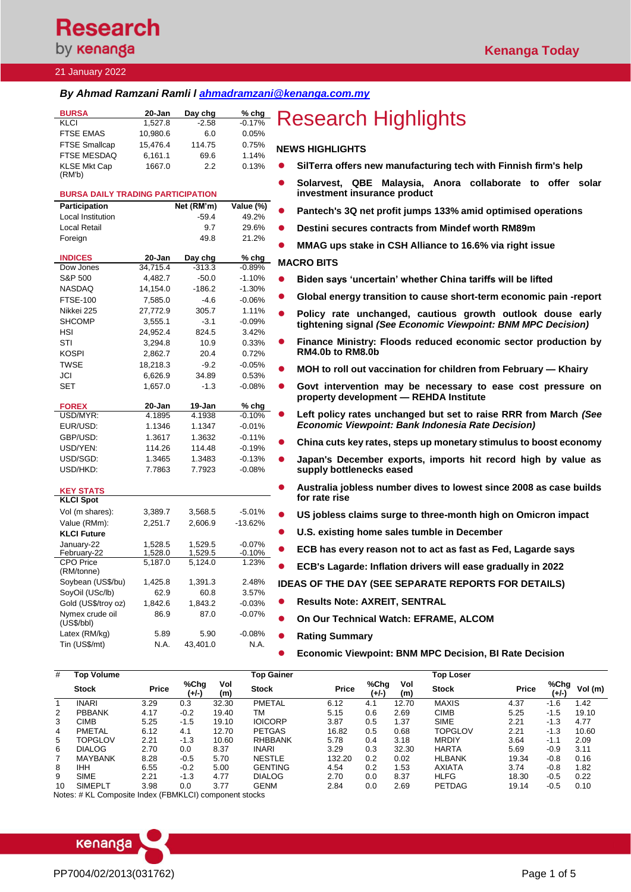# Research by kenanga

**Kenanga Today**

21 January 2022

***By Ahmad Ramzani Ramli / ahmadramzani@kenanga.com.my***

| BURSA | 20-Jan | Day chg | % chg |
|---|---|---|---|
| KLCI | 1,527.8 | -2.58 | -0.17% |
| FTSE EMAS | 10,980.6 | 6.0 | 0.05% |
| FTSE Smallcap | 15,476.4 | 114.75 | 0.75% |
| FTSE MESDAQ | 6,161.1 | 69.6 | 1.14% |
| KLSE Mkt Cap (RM'b) | 1667.0 | 2.2 | 0.13% |

**BURSA DAILY TRADING PARTICIPATION**

| Participation | Net (RM'm) | Value (%) |
|---|---|---|
| Local Institution | -59.4 | 49.2% |
| Local Retail | 9.7 | 29.6% |
| Foreign | 49.8 | 21.2% |

| INDICES | 20-Jan | Day chg | % chg |
|---|---|---|---|
| Dow Jones | 34,715.4 | -313.3 | -0.89% |
| S&P 500 | 4,482.7 | -50.0 | -1.10% |
| NASDAQ | 14,154.0 | -186.2 | -1.30% |
| FTSE-100 | 7,585.0 | -4.6 | -0.06% |
| Nikkei 225 | 27,772.9 | 305.7 | 1.11% |
| SHCOMP | 3,555.1 | -3.1 | -0.09% |
| HSI | 24,952.4 | 824.5 | 3.42% |
| STI | 3,294.8 | 10.9 | 0.33% |
| KOSPI | 2,862.7 | 20.4 | 0.72% |
| TWSE | 18,218.3 | -9.2 | -0.05% |
| JCI | 6,626.9 | 34.89 | 0.53% |
| SET | 1,657.0 | -1.3 | -0.08% |

| FOREX | 20-Jan | 19-Jan | % chg |
|---|---|---|---|
| USD/MYR: | 4.1895 | 4.1938 | -0.10% |
| EUR/USD: | 1.1346 | 1.1347 | -0.01% |
| GBP/USD: | 1.3617 | 1.3632 | -0.11% |
| USD/YEN: | 114.26 | 114.48 | -0.19% |
| USD/SGD: | 1.3465 | 1.3483 | -0.13% |
| USD/HKD: | 7.7863 | 7.7923 | -0.08% |

| KEY STATS | | | |
|---|---|---|---|
| **KLCI Spot** | | | |
| Vol (m shares): | 3,389.7 | 3,568.5 | -5.01% |
| Value (RMm): | 2,251.7 | 2,606.9 | -13.62% |
| **KLCI Future** | | | |
| January-22 | 1,528.5 | 1,529.5 | -0.07% |
| February-22 | 1,528.0 | 1,529.5 | -0.10% |
| CPO Price (RM/tonne) | 5,187.0 | 5,124.0 | 1.23% |
| Soybean (US$/bu) | 1,425.8 | 1,391.3 | 2.48% |
| SoyOil (USc/lb) | 62.9 | 60.8 | 3.57% |
| Gold (US$/troy oz) | 1,842.6 | 1,843.2 | -0.03% |
| Nymex crude oil (US$/bbl) | 86.9 | 87.0 | -0.07% |
| Latex (RM/kg) | 5.89 | 5.90 | -0.08% |
| Tin (US$/mt) | N.A. | 43,401.0 | N.A. |

# Research Highlights

## NEWS HIGHLIGHTS

- **SilTerra offers new manufacturing tech with Finnish firm's help**
- **Solarvest, QBE Malaysia, Anora collaborate to offer solar investment insurance product**
- **Pantech's 3Q net profit jumps 133% amid optimised operations**
- **Destini secures contracts from Mindef worth RM89m**
- **MMAG ups stake in CSH Alliance to 16.6% via right issue**

## MACRO BITS

- **Biden says 'uncertain' whether China tariffs will be lifted**
- **Global energy transition to cause short-term economic pain -report**
- **Policy rate unchanged, cautious growth outlook douse early tightening signal *(See Economic Viewpoint: BNM MPC Decision)***
- **Finance Ministry: Floods reduced economic sector production by RM4.0b to RM8.0b**
- **MOH to roll out vaccination for children from February — Khairy**
- **Govt intervention may be necessary to ease cost pressure on property development — REHDA Institute**
- **Left policy rates unchanged but set to raise RRR from March *(See Economic Viewpoint: Bank Indonesia Rate Decision)***
- **China cuts key rates, steps up monetary stimulus to boost economy**
- **Japan's December exports, imports hit record high by value as supply bottlenecks eased**
- **Australia jobless number dives to lowest since 2008 as case builds for rate rise**
- **US jobless claims surge to three-month high on Omicron impact**
- **U.S. existing home sales tumble in December**
- **ECB has every reason not to act as fast as Fed, Lagarde says**
- **ECB's Lagarde: Inflation drivers will ease gradually in 2022**

## IDEAS OF THE DAY (SEE SEPARATE REPORTS FOR DETAILS)

- **Results Note: AXREIT, SENTRAL**
- **On Our Technical Watch: EFRAME, ALCOM**
- **Rating Summary**
- **Economic Viewpoint: BNM MPC Decision, BI Rate Decision**

| # | Top Volume | | | | Top Gainer | | | | Top Loser | | | |
|---|---|---|---|---|---|---|---|---|---|---|---|---|
| | **Stock** | **Price** | **%Chg (+/-)** | **Vol (m)** | **Stock** | **Price** | **%Chg (+/-)** | **Vol (m)** | **Stock** | **Price** | **%Chg (+/-)** | **Vol (m)** |
| 1 | INARI | 3.29 | 0.3 | 32.30 | PMETAL | 6.12 | 4.1 | 12.70 | MAXIS | 4.37 | -1.6 | 1.42 |
| 2 | PBBANK | 4.17 | -0.2 | 19.40 | TM | 5.15 | 0.6 | 2.69 | CIMB | 5.25 | -1.5 | 19.10 |
| 3 | CIMB | 5.25 | -1.5 | 19.10 | IOICORP | 3.87 | 0.5 | 1.37 | SIME | 2.21 | -1.3 | 4.77 |
| 4 | PMETAL | 6.12 | 4.1 | 12.70 | PETGAS | 16.82 | 0.5 | 0.68 | TOPGLOV | 2.21 | -1.3 | 10.60 |
| 5 | TOPGLOV | 2.21 | -1.3 | 10.60 | RHBBANK | 5.78 | 0.4 | 3.18 | MRDIY | 3.64 | -1.1 | 2.09 |
| 6 | DIALOG | 2.70 | 0.0 | 8.37 | INARI | 3.29 | 0.3 | 32.30 | HARTA | 5.69 | -0.9 | 3.11 |
| 7 | MAYBANK | 8.28 | -0.5 | 5.70 | NESTLE | 132.20 | 0.2 | 0.02 | HLBANK | 19.34 | -0.8 | 0.16 |
| 8 | IHH | 6.55 | -0.2 | 5.00 | GENTING | 4.54 | 0.2 | 1.53 | AXIATA | 3.74 | -0.8 | 1.82 |
| 9 | SIME | 2.21 | -1.3 | 4.77 | DIALOG | 2.70 | 0.0 | 8.37 | HLFG | 18.30 | -0.5 | 0.22 |
| 10 | SIMEPLT | 3.98 | 0.0 | 3.77 | GENM | 2.84 | 0.0 | 2.69 | PETDAG | 19.14 | -0.5 | 0.10 |

Notes: # KL Composite Index (FBMKLCI) component stocks

PP7004/02/2013(031762)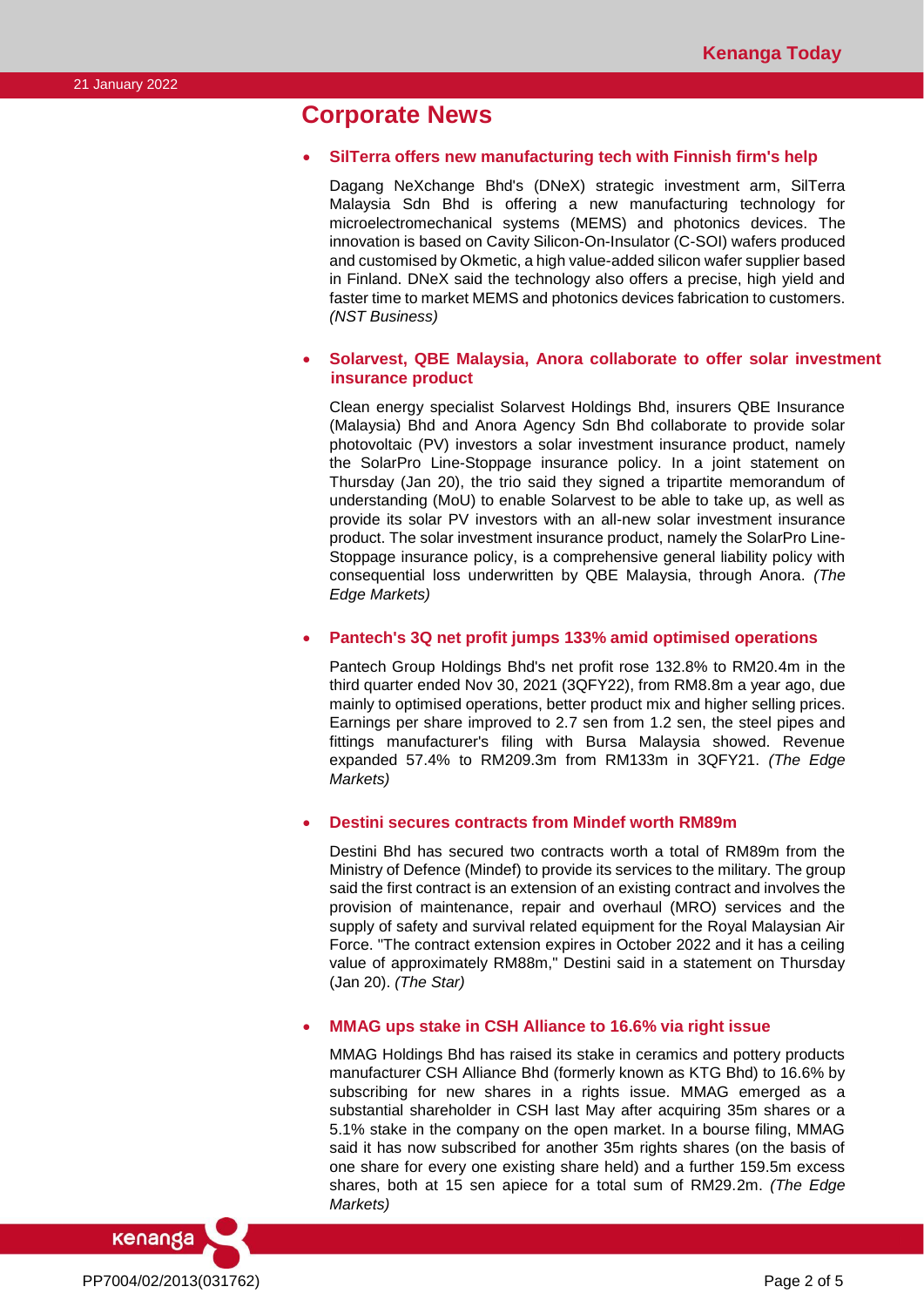# Corporate News

- **SilTerra offers new manufacturing tech with Finnish firm's help**

  Dagang NeXchange Bhd's (DNeX) strategic investment arm, SilTerra Malaysia Sdn Bhd is offering a new manufacturing technology for microelectromechanical systems (MEMS) and photonics devices. The innovation is based on Cavity Silicon-On-Insulator (C-SOI) wafers produced and customised by Okmetic, a high value-added silicon wafer supplier based in Finland. DNeX said the technology also offers a precise, high yield and faster time to market MEMS and photonics devices fabrication to customers. *(NST Business)*

- **Solarvest, QBE Malaysia, Anora collaborate to offer solar investment insurance product**

  Clean energy specialist Solarvest Holdings Bhd, insurers QBE Insurance (Malaysia) Bhd and Anora Agency Sdn Bhd collaborate to provide solar photovoltaic (PV) investors a solar investment insurance product, namely the SolarPro Line-Stoppage insurance policy. In a joint statement on Thursday (Jan 20), the trio said they signed a tripartite memorandum of understanding (MoU) to enable Solarvest to be able to take up, as well as provide its solar PV investors with an all-new solar investment insurance product. The solar investment insurance product, namely the SolarPro Line-Stoppage insurance policy, is a comprehensive general liability policy with consequential loss underwritten by QBE Malaysia, through Anora. *(The Edge Markets)*

- **Pantech's 3Q net profit jumps 133% amid optimised operations**

  Pantech Group Holdings Bhd's net profit rose 132.8% to RM20.4m in the third quarter ended Nov 30, 2021 (3QFY22), from RM8.8m a year ago, due mainly to optimised operations, better product mix and higher selling prices. Earnings per share improved to 2.7 sen from 1.2 sen, the steel pipes and fittings manufacturer's filing with Bursa Malaysia showed. Revenue expanded 57.4% to RM209.3m from RM133m in 3QFY21. *(The Edge Markets)*

- **Destini secures contracts from Mindef worth RM89m**

  Destini Bhd has secured two contracts worth a total of RM89m from the Ministry of Defence (Mindef) to provide its services to the military. The group said the first contract is an extension of an existing contract and involves the provision of maintenance, repair and overhaul (MRO) services and the supply of safety and survival related equipment for the Royal Malaysian Air Force. "The contract extension expires in October 2022 and it has a ceiling value of approximately RM88m," Destini said in a statement on Thursday (Jan 20). *(The Star)*

- **MMAG ups stake in CSH Alliance to 16.6% via right issue**

  MMAG Holdings Bhd has raised its stake in ceramics and pottery products manufacturer CSH Alliance Bhd (formerly known as KTG Bhd) to 16.6% by subscribing for new shares in a rights issue. MMAG emerged as a substantial shareholder in CSH last May after acquiring 35m shares or a 5.1% stake in the company on the open market. In a bourse filing, MMAG said it has now subscribed for another 35m rights shares (on the basis of one share for every one existing share held) and a further 159.5m excess shares, both at 15 sen apiece for a total sum of RM29.2m. *(The Edge Markets)*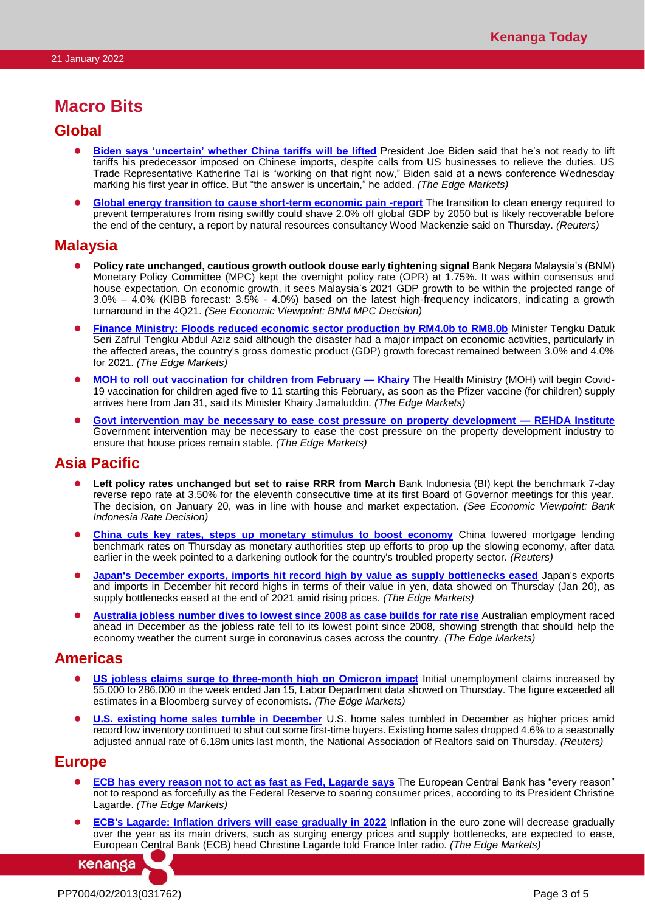# Macro Bits

## Global

- **Biden says 'uncertain' whether China tariffs will be lifted** President Joe Biden said that he's not ready to lift tariffs his predecessor imposed on Chinese imports, despite calls from US businesses to relieve the duties. US Trade Representative Katherine Tai is "working on that right now," Biden said at a news conference Wednesday marking his first year in office. But "the answer is uncertain," he added. *(The Edge Markets)*

- **Global energy transition to cause short-term economic pain -report** The transition to clean energy required to prevent temperatures from rising swiftly could shave 2.0% off global GDP by 2050 but is likely recoverable before the end of the century, a report by natural resources consultancy Wood Mackenzie said on Thursday. *(Reuters)*

## Malaysia

- **Policy rate unchanged, cautious growth outlook douse early tightening signal** Bank Negara Malaysia's (BNM) Monetary Policy Committee (MPC) kept the overnight policy rate (OPR) at 1.75%. It was within consensus and house expectation. On economic growth, it sees Malaysia's 2021 GDP growth to be within the projected range of 3.0% – 4.0% (KIBB forecast: 3.5% - 4.0%) based on the latest high-frequency indicators, indicating a growth turnaround in the 4Q21. *(See Economic Viewpoint: BNM MPC Decision)*

- **Finance Ministry: Floods reduced economic sector production by RM4.0b to RM8.0b** Minister Tengku Datuk Seri Zafrul Tengku Abdul Aziz said although the disaster had a major impact on economic activities, particularly in the affected areas, the country's gross domestic product (GDP) growth forecast remained between 3.0% and 4.0% for 2021. *(The Edge Markets)*

- **MOH to roll out vaccination for children from February — Khairy** The Health Ministry (MOH) will begin Covid-19 vaccination for children aged five to 11 starting this February, as soon as the Pfizer vaccine (for children) supply arrives here from Jan 31, said its Minister Khairy Jamaluddin. *(The Edge Markets)*

- **Govt intervention may be necessary to ease cost pressure on property development — REHDA Institute** Government intervention may be necessary to ease the cost pressure on the property development industry to ensure that house prices remain stable. *(The Edge Markets)*

## Asia Pacific

- **Left policy rates unchanged but set to raise RRR from March** Bank Indonesia (BI) kept the benchmark 7-day reverse repo rate at 3.50% for the eleventh consecutive time at its first Board of Governor meetings for this year. The decision, on January 20, was in line with house and market expectation. *(See Economic Viewpoint: Bank Indonesia Rate Decision)*

- **China cuts key rates, steps up monetary stimulus to boost economy** China lowered mortgage lending benchmark rates on Thursday as monetary authorities step up efforts to prop up the slowing economy, after data earlier in the week pointed to a darkening outlook for the country's troubled property sector. *(Reuters)*

- **Japan's December exports, imports hit record high by value as supply bottlenecks eased** Japan's exports and imports in December hit record highs in terms of their value in yen, data showed on Thursday (Jan 20), as supply bottlenecks eased at the end of 2021 amid rising prices. *(The Edge Markets)*

- **Australia jobless number dives to lowest since 2008 as case builds for rate rise** Australian employment raced ahead in December as the jobless rate fell to its lowest point since 2008, showing strength that should help the economy weather the current surge in coronavirus cases across the country. *(The Edge Markets)*

## Americas

- **US jobless claims surge to three-month high on Omicron impact** Initial unemployment claims increased by 55,000 to 286,000 in the week ended Jan 15, Labor Department data showed on Thursday. The figure exceeded all estimates in a Bloomberg survey of economists. *(The Edge Markets)*

- **U.S. existing home sales tumble in December** U.S. home sales tumbled in December as higher prices amid record low inventory continued to shut out some first-time buyers. Existing home sales dropped 4.6% to a seasonally adjusted annual rate of 6.18m units last month, the National Association of Realtors said on Thursday. *(Reuters)*

## Europe

- **ECB has every reason not to act as fast as Fed, Lagarde says** The European Central Bank has "every reason" not to respond as forcefully as the Federal Reserve to soaring consumer prices, according to its President Christine Lagarde. *(The Edge Markets)*

- **ECB's Lagarde: Inflation drivers will ease gradually in 2022** Inflation in the euro zone will decrease gradually over the year as its main drivers, such as surging energy prices and supply bottlenecks, are expected to ease, European Central Bank (ECB) head Christine Lagarde told France Inter radio. *(The Edge Markets)*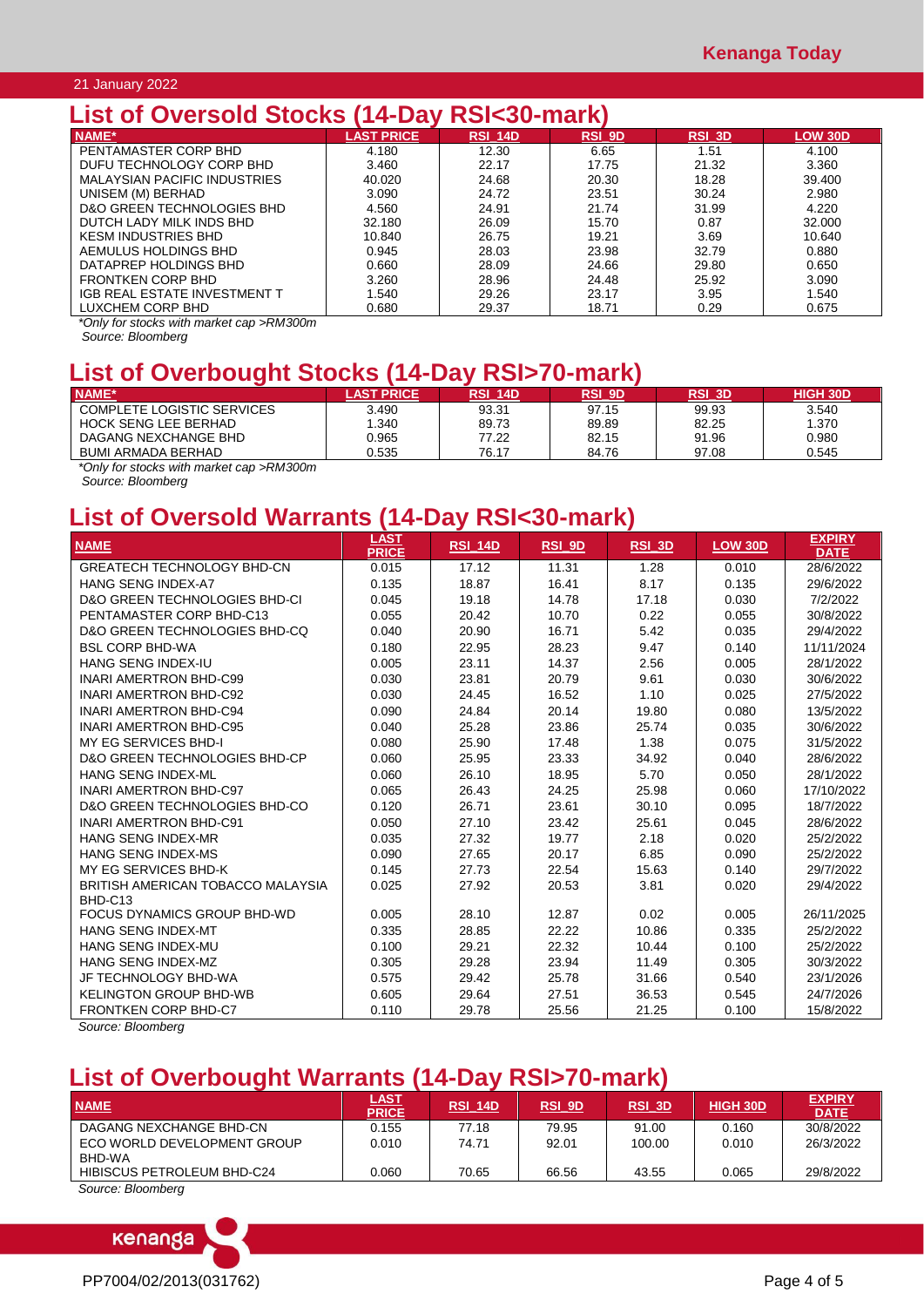21 January 2022

## List of Oversold Stocks (14-Day RSI<30-mark)

| NAME* | LAST PRICE | RSI_14D | RSI_9D | RSI_3D | LOW 30D |
|---|---|---|---|---|---|
| PENTAMASTER CORP BHD | 4.180 | 12.30 | 6.65 | 1.51 | 4.100 |
| DUFU TECHNOLOGY CORP BHD | 3.460 | 22.17 | 17.75 | 21.32 | 3.360 |
| MALAYSIAN PACIFIC INDUSTRIES | 40.020 | 24.68 | 20.30 | 18.28 | 39.400 |
| UNISEM (M) BERHAD | 3.090 | 24.72 | 23.51 | 30.24 | 2.980 |
| D&O GREEN TECHNOLOGIES BHD | 4.560 | 24.91 | 21.74 | 31.99 | 4.220 |
| DUTCH LADY MILK INDS BHD | 32.180 | 26.09 | 15.70 | 0.87 | 32.000 |
| KESM INDUSTRIES BHD | 10.840 | 26.75 | 19.21 | 3.69 | 10.640 |
| AEMULUS HOLDINGS BHD | 0.945 | 28.03 | 23.98 | 32.79 | 0.880 |
| DATAPREP HOLDINGS BHD | 0.660 | 28.09 | 24.66 | 29.80 | 0.650 |
| FRONTKEN CORP BHD | 3.260 | 28.96 | 24.48 | 25.92 | 3.090 |
| IGB REAL ESTATE INVESTMENT T | 1.540 | 29.26 | 23.17 | 3.95 | 1.540 |
| LUXCHEM CORP BHD | 0.680 | 29.37 | 18.71 | 0.29 | 0.675 |

*Only for stocks with market cap >RM300m*

Source: Bloomberg

## List of Overbought Stocks (14-Day RSI>70-mark)

| NAME* | LAST PRICE | RSI_14D | RSI_9D | RSI_3D | HIGH 30D |
|---|---|---|---|---|---|
| COMPLETE LOGISTIC SERVICES | 3.490 | 93.31 | 97.15 | 99.93 | 3.540 |
| HOCK SENG LEE BERHAD | 1.340 | 89.73 | 89.89 | 82.25 | 1.370 |
| DAGANG NEXCHANGE BHD | 0.965 | 77.22 | 82.15 | 91.96 | 0.980 |
| BUMI ARMADA BERHAD | 0.535 | 76.17 | 84.76 | 97.08 | 0.545 |

*Only for stocks with market cap >RM300m*

Source: Bloomberg

## List of Oversold Warrants (14-Day RSI<30-mark)

| NAME | LAST PRICE | RSI_14D | RSI_9D | RSI_3D | LOW 30D | EXPIRY DATE |
|---|---|---|---|---|---|---|
| GREATECH TECHNOLOGY BHD-CN | 0.015 | 17.12 | 11.31 | 1.28 | 0.010 | 28/6/2022 |
| HANG SENG INDEX-A7 | 0.135 | 18.87 | 16.41 | 8.17 | 0.135 | 29/6/2022 |
| D&O GREEN TECHNOLOGIES BHD-CI | 0.045 | 19.18 | 14.78 | 17.18 | 0.030 | 7/2/2022 |
| PENTAMASTER CORP BHD-C13 | 0.055 | 20.42 | 10.70 | 0.22 | 0.055 | 30/8/2022 |
| D&O GREEN TECHNOLOGIES BHD-CQ | 0.040 | 20.90 | 16.71 | 5.42 | 0.035 | 29/4/2022 |
| BSL CORP BHD-WA | 0.180 | 22.95 | 28.23 | 9.47 | 0.140 | 11/11/2024 |
| HANG SENG INDEX-IU | 0.005 | 23.11 | 14.37 | 2.56 | 0.005 | 28/1/2022 |
| INARI AMERTRON BHD-C99 | 0.030 | 23.81 | 20.79 | 9.61 | 0.030 | 30/6/2022 |
| INARI AMERTRON BHD-C92 | 0.030 | 24.45 | 16.52 | 1.10 | 0.025 | 27/5/2022 |
| INARI AMERTRON BHD-C94 | 0.090 | 24.84 | 20.14 | 19.80 | 0.080 | 13/5/2022 |
| INARI AMERTRON BHD-C95 | 0.040 | 25.28 | 23.86 | 25.74 | 0.035 | 30/6/2022 |
| MY EG SERVICES BHD-I | 0.080 | 25.90 | 17.48 | 1.38 | 0.075 | 31/5/2022 |
| D&O GREEN TECHNOLOGIES BHD-CP | 0.060 | 25.95 | 23.33 | 34.92 | 0.040 | 28/6/2022 |
| HANG SENG INDEX-ML | 0.060 | 26.10 | 18.95 | 5.70 | 0.050 | 28/1/2022 |
| INARI AMERTRON BHD-C97 | 0.065 | 26.43 | 24.25 | 25.98 | 0.060 | 17/10/2022 |
| D&O GREEN TECHNOLOGIES BHD-CO | 0.120 | 26.71 | 23.61 | 30.10 | 0.095 | 18/7/2022 |
| INARI AMERTRON BHD-C91 | 0.050 | 27.10 | 23.42 | 25.61 | 0.045 | 28/6/2022 |
| HANG SENG INDEX-MR | 0.035 | 27.32 | 19.77 | 2.18 | 0.020 | 25/2/2022 |
| HANG SENG INDEX-MS | 0.090 | 27.65 | 20.17 | 6.85 | 0.090 | 25/2/2022 |
| MY EG SERVICES BHD-K | 0.145 | 27.73 | 22.54 | 15.63 | 0.140 | 29/7/2022 |
| BRITISH AMERICAN TOBACCO MALAYSIA BHD-C13 | 0.025 | 27.92 | 20.53 | 3.81 | 0.020 | 29/4/2022 |
| FOCUS DYNAMICS GROUP BHD-WD | 0.005 | 28.10 | 12.87 | 0.02 | 0.005 | 26/11/2025 |
| HANG SENG INDEX-MT | 0.335 | 28.85 | 22.22 | 10.86 | 0.335 | 25/2/2022 |
| HANG SENG INDEX-MU | 0.100 | 29.21 | 22.32 | 10.44 | 0.100 | 25/2/2022 |
| HANG SENG INDEX-MZ | 0.305 | 29.28 | 23.94 | 11.49 | 0.305 | 30/3/2022 |
| JF TECHNOLOGY BHD-WA | 0.575 | 29.42 | 25.78 | 31.66 | 0.540 | 23/1/2026 |
| KELINGTON GROUP BHD-WB | 0.605 | 29.64 | 27.51 | 36.53 | 0.545 | 24/7/2026 |
| FRONTKEN CORP BHD-C7 | 0.110 | 29.78 | 25.56 | 21.25 | 0.100 | 15/8/2022 |

Source: Bloomberg

## List of Overbought Warrants (14-Day RSI>70-mark)

| NAME | LAST PRICE | RSI_14D | RSI_9D | RSI_3D | HIGH 30D | EXPIRY DATE |
|---|---|---|---|---|---|---|
| DAGANG NEXCHANGE BHD-CN | 0.155 | 77.18 | 79.95 | 91.00 | 0.160 | 30/8/2022 |
| ECO WORLD DEVELOPMENT GROUP BHD-WA | 0.010 | 74.71 | 92.01 | 100.00 | 0.010 | 26/3/2022 |
| HIBISCUS PETROLEUM BHD-C24 | 0.060 | 70.65 | 66.56 | 43.55 | 0.065 | 29/8/2022 |

Source: Bloomberg

PP7004/02/2013(031762)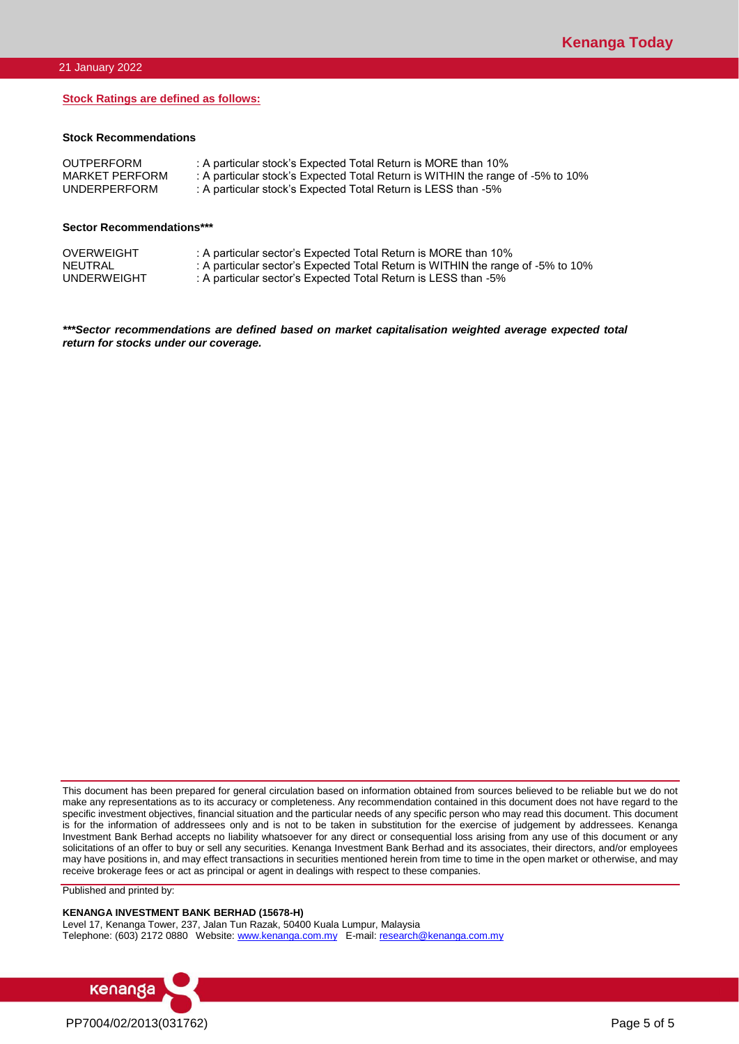**Stock Ratings are defined as follows:**

**Stock Recommendations**

| | |
|---|---|
| OUTPERFORM | : A particular stock's Expected Total Return is MORE than 10% |
| MARKET PERFORM | : A particular stock's Expected Total Return is WITHIN the range of -5% to 10% |
| UNDERPERFORM | : A particular stock's Expected Total Return is LESS than -5% |

**Sector Recommendations*****

| | |
|---|---|
| OVERWEIGHT | : A particular sector's Expected Total Return is MORE than 10% |
| NEUTRAL | : A particular sector's Expected Total Return is WITHIN the range of -5% to 10% |
| UNDERWEIGHT | : A particular sector's Expected Total Return is LESS than -5% |

***\*\*\*Sector recommendations are defined based on market capitalisation weighted average expected total return for stocks under our coverage.***

This document has been prepared for general circulation based on information obtained from sources believed to be reliable but we do not make any representations as to its accuracy or completeness. Any recommendation contained in this document does not have regard to the specific investment objectives, financial situation and the particular needs of any specific person who may read this document. This document is for the information of addressees only and is not to be taken in substitution for the exercise of judgement by addressees. Kenanga Investment Bank Berhad accepts no liability whatsoever for any direct or consequential loss arising from any use of this document or any solicitations of an offer to buy or sell any securities. Kenanga Investment Bank Berhad and its associates, their directors, and/or employees may have positions in, and may effect transactions in securities mentioned herein from time to time in the open market or otherwise, and may receive brokerage fees or act as principal or agent in dealings with respect to these companies.

Published and printed by:

**KENANGA INVESTMENT BANK BERHAD (15678-H)**
Level 17, Kenanga Tower, 237, Jalan Tun Razak, 50400 Kuala Lumpur, Malaysia
Telephone: (603) 2172 0880 Website: www.kenanga.com.my E-mail: research@kenanga.com.my

PP7004/02/2013(031762)